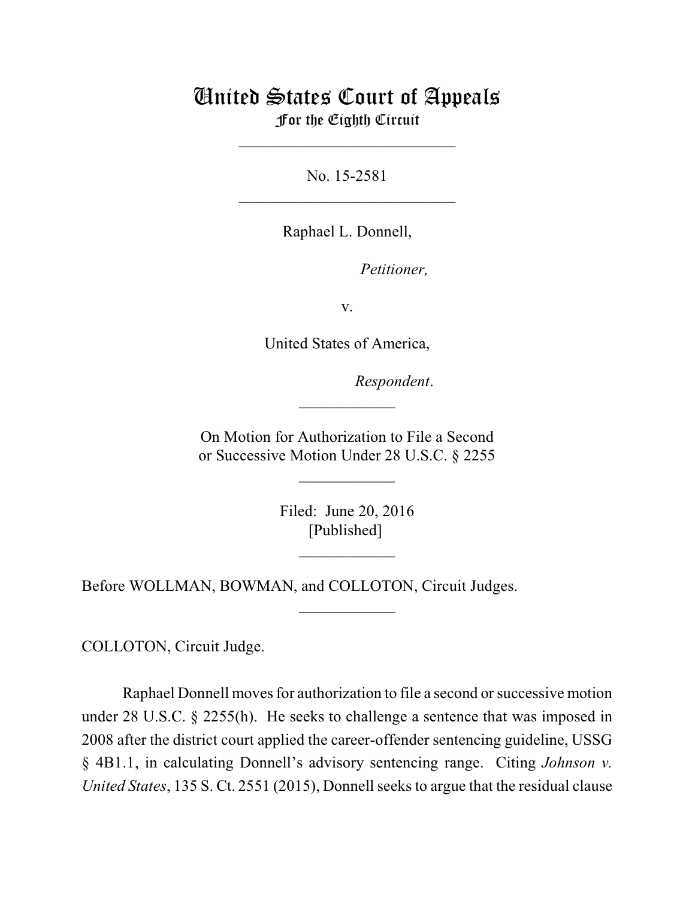# United States Court of Appeals
## For the Eighth Circuit

---

No. 15-2581

---

Raphael L. Donnell,

*Petitioner,*

v.

United States of America,

*Respondent*.

---

On Motion for Authorization to File a Second or Successive Motion Under 28 U.S.C. § 2255

---

Filed: June 20, 2016
[Published]

---

Before WOLLMAN, BOWMAN, and COLLOTON, Circuit Judges.

---

COLLOTON, Circuit Judge.

Raphael Donnell moves for authorization to file a second or successive motion under 28 U.S.C. § 2255(h). He seeks to challenge a sentence that was imposed in 2008 after the district court applied the career-offender sentencing guideline, USSG § 4B1.1, in calculating Donnell's advisory sentencing range. Citing *Johnson v. United States*, 135 S. Ct. 2551 (2015), Donnell seeks to argue that the residual clause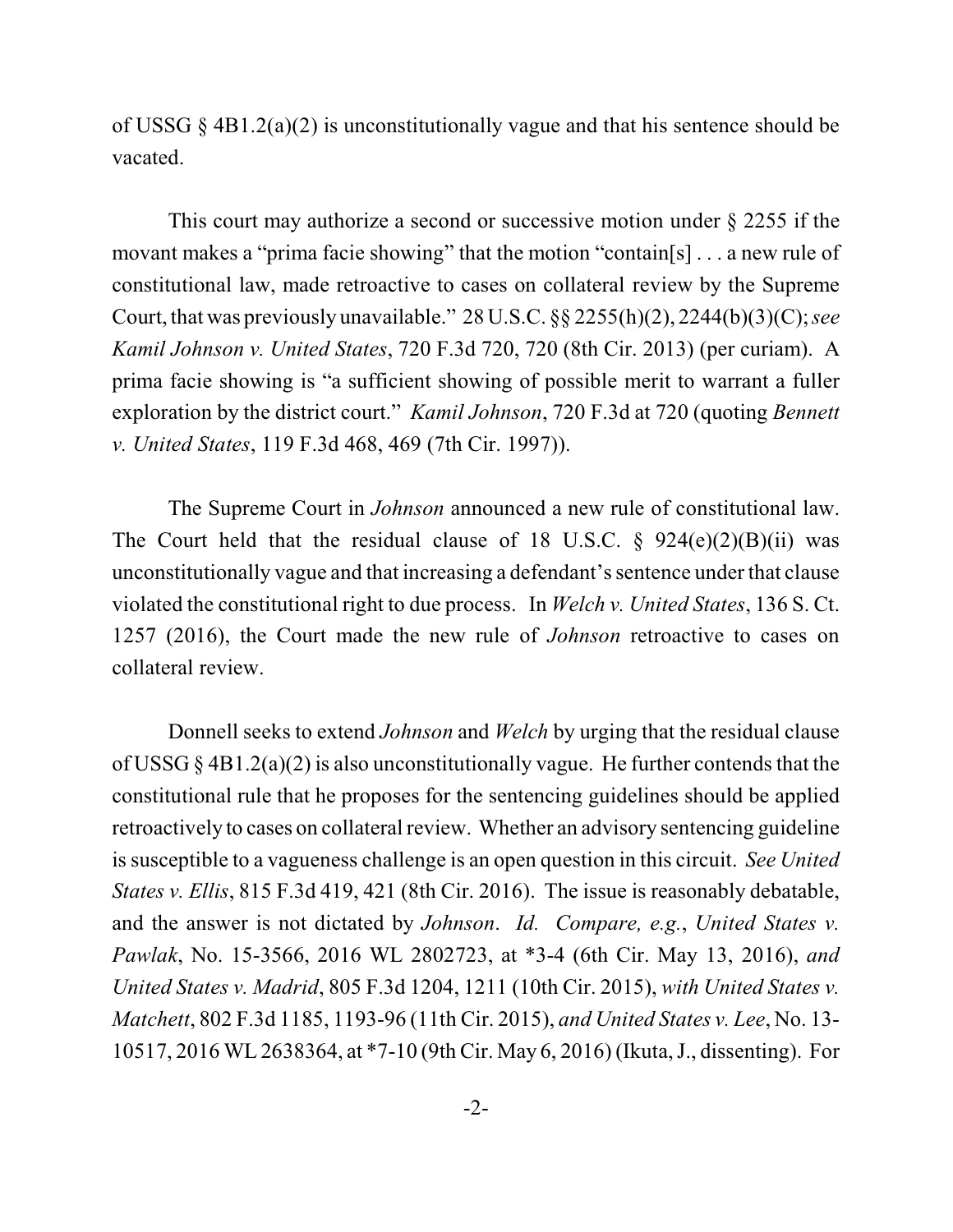of USSG § 4B1.2(a)(2) is unconstitutionally vague and that his sentence should be vacated.

This court may authorize a second or successive motion under § 2255 if the movant makes a "prima facie showing" that the motion "contain[s] . . . a new rule of constitutional law, made retroactive to cases on collateral review by the Supreme Court, that was previously unavailable." 28 U.S.C. §§ 2255(h)(2), 2244(b)(3)(C); *see Kamil Johnson v. United States*, 720 F.3d 720, 720 (8th Cir. 2013) (per curiam). A prima facie showing is "a sufficient showing of possible merit to warrant a fuller exploration by the district court." *Kamil Johnson*, 720 F.3d at 720 (quoting *Bennett v. United States*, 119 F.3d 468, 469 (7th Cir. 1997)).

The Supreme Court in *Johnson* announced a new rule of constitutional law. The Court held that the residual clause of 18 U.S.C. § 924(e)(2)(B)(ii) was unconstitutionally vague and that increasing a defendant's sentence under that clause violated the constitutional right to due process. In *Welch v. United States*, 136 S. Ct. 1257 (2016), the Court made the new rule of *Johnson* retroactive to cases on collateral review.

Donnell seeks to extend *Johnson* and *Welch* by urging that the residual clause of USSG § 4B1.2(a)(2) is also unconstitutionally vague. He further contends that the constitutional rule that he proposes for the sentencing guidelines should be applied retroactively to cases on collateral review. Whether an advisory sentencing guideline is susceptible to a vagueness challenge is an open question in this circuit. *See United States v. Ellis*, 815 F.3d 419, 421 (8th Cir. 2016). The issue is reasonably debatable, and the answer is not dictated by *Johnson*. *Id. Compare, e.g.*, *United States v. Pawlak*, No. 15-3566, 2016 WL 2802723, at *3-4 (6th Cir. May 13, 2016), *and United States v. Madrid*, 805 F.3d 1204, 1211 (10th Cir. 2015), *with United States v. Matchett*, 802 F.3d 1185, 1193-96 (11th Cir. 2015), *and United States v. Lee*, No. 13-10517, 2016 WL 2638364, at *7-10 (9th Cir. May 6, 2016) (Ikuta, J., dissenting). For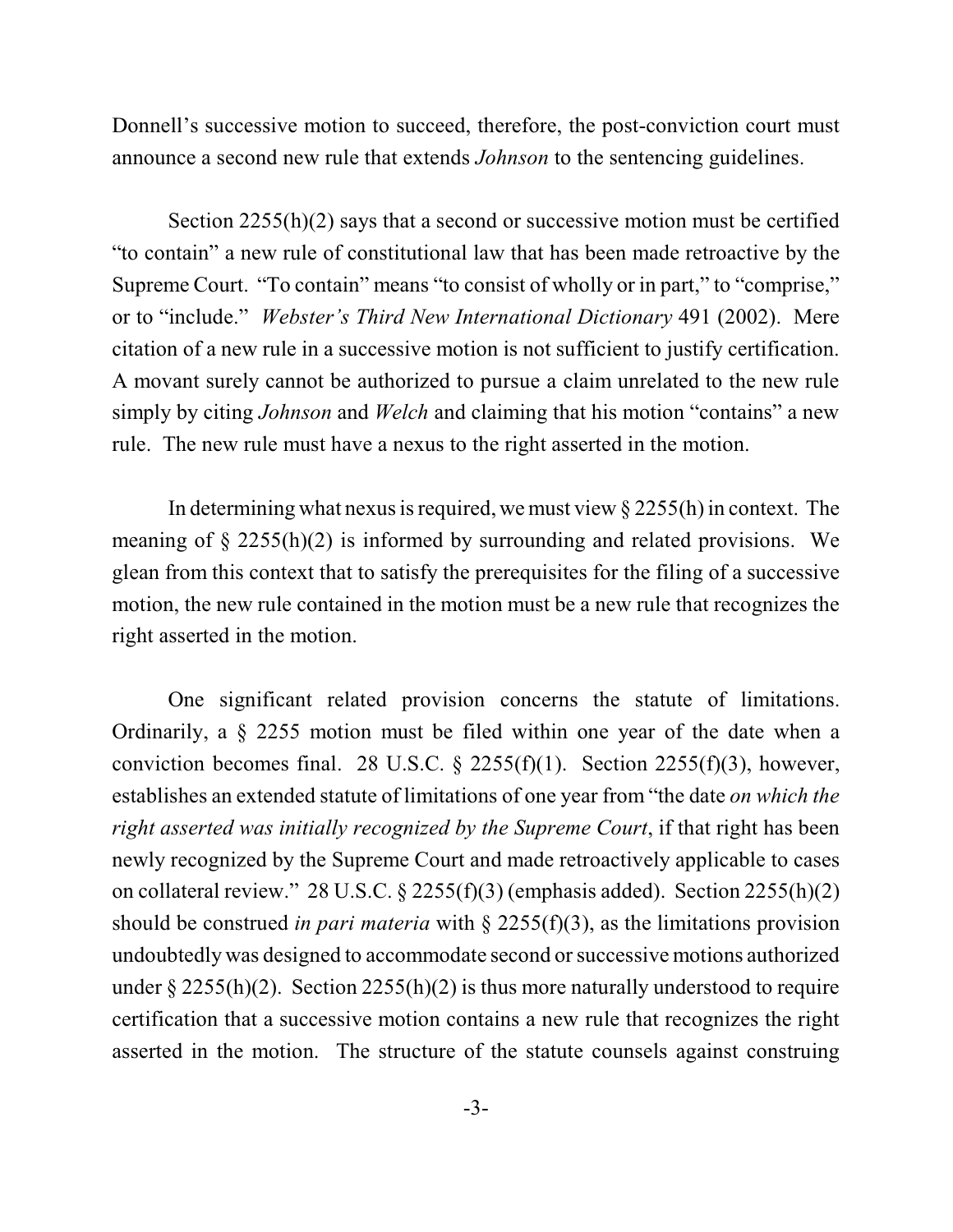Donnell's successive motion to succeed, therefore, the post-conviction court must announce a second new rule that extends *Johnson* to the sentencing guidelines.

Section 2255(h)(2) says that a second or successive motion must be certified "to contain" a new rule of constitutional law that has been made retroactive by the Supreme Court. "To contain" means "to consist of wholly or in part," to "comprise," or to "include." *Webster's Third New International Dictionary* 491 (2002). Mere citation of a new rule in a successive motion is not sufficient to justify certification. A movant surely cannot be authorized to pursue a claim unrelated to the new rule simply by citing *Johnson* and *Welch* and claiming that his motion "contains" a new rule. The new rule must have a nexus to the right asserted in the motion.

In determining what nexus is required, we must view § 2255(h) in context. The meaning of § 2255(h)(2) is informed by surrounding and related provisions. We glean from this context that to satisfy the prerequisites for the filing of a successive motion, the new rule contained in the motion must be a new rule that recognizes the right asserted in the motion.

One significant related provision concerns the statute of limitations. Ordinarily, a § 2255 motion must be filed within one year of the date when a conviction becomes final. 28 U.S.C. § 2255(f)(1). Section 2255(f)(3), however, establishes an extended statute of limitations of one year from "the date *on which the right asserted was initially recognized by the Supreme Court*, if that right has been newly recognized by the Supreme Court and made retroactively applicable to cases on collateral review." 28 U.S.C. § 2255(f)(3) (emphasis added). Section 2255(h)(2) should be construed *in pari materia* with § 2255(f)(3), as the limitations provision undoubtedly was designed to accommodate second or successive motions authorized under § 2255(h)(2). Section 2255(h)(2) is thus more naturally understood to require certification that a successive motion contains a new rule that recognizes the right asserted in the motion. The structure of the statute counsels against construing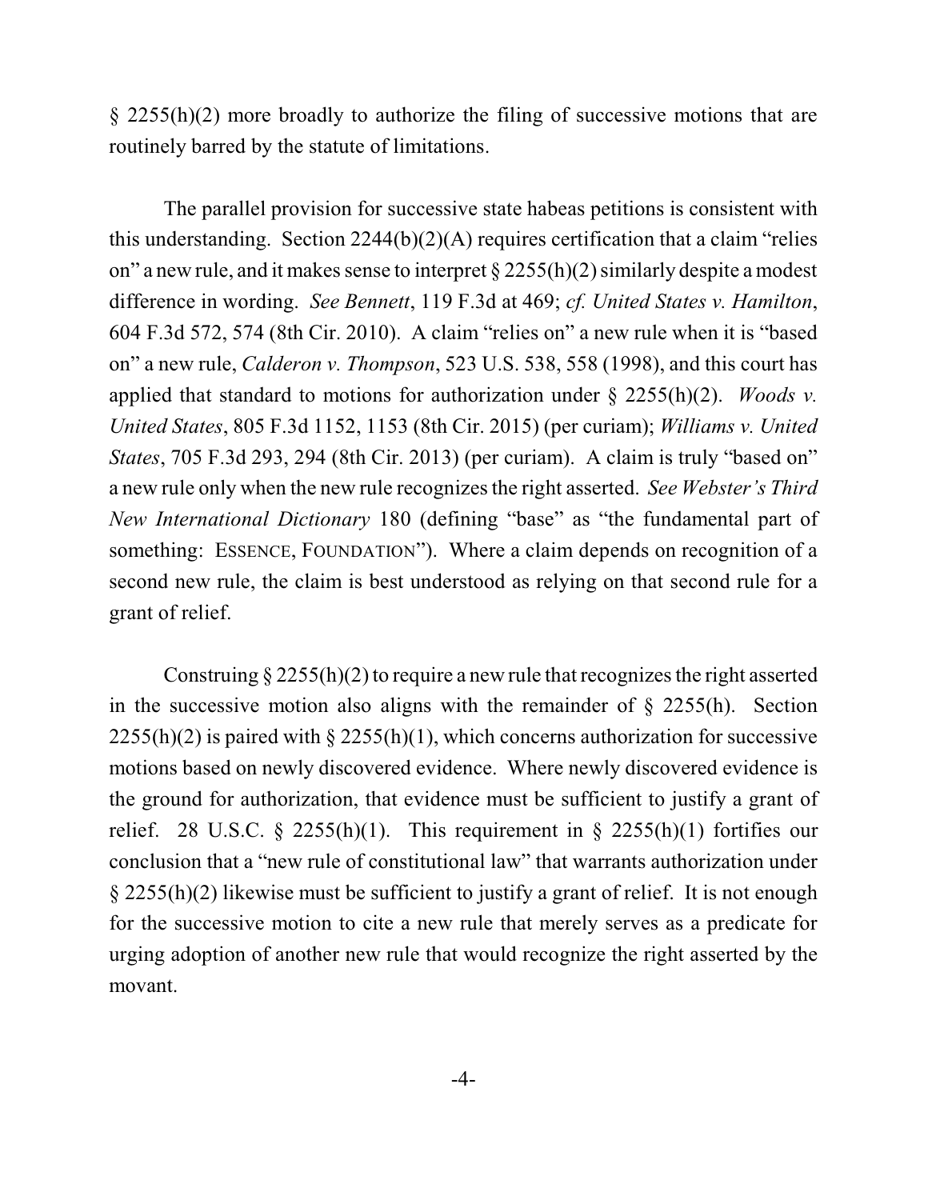§ 2255(h)(2) more broadly to authorize the filing of successive motions that are routinely barred by the statute of limitations.

The parallel provision for successive state habeas petitions is consistent with this understanding. Section 2244(b)(2)(A) requires certification that a claim "relies on" a new rule, and it makes sense to interpret § 2255(h)(2) similarly despite a modest difference in wording. *See Bennett*, 119 F.3d at 469; *cf. United States v. Hamilton*, 604 F.3d 572, 574 (8th Cir. 2010). A claim "relies on" a new rule when it is "based on" a new rule, *Calderon v. Thompson*, 523 U.S. 538, 558 (1998), and this court has applied that standard to motions for authorization under § 2255(h)(2). *Woods v. United States*, 805 F.3d 1152, 1153 (8th Cir. 2015) (per curiam); *Williams v. United States*, 705 F.3d 293, 294 (8th Cir. 2013) (per curiam). A claim is truly "based on" a new rule only when the new rule recognizes the right asserted. *See Webster's Third New International Dictionary* 180 (defining "base" as "the fundamental part of something: ESSENCE, FOUNDATION"). Where a claim depends on recognition of a second new rule, the claim is best understood as relying on that second rule for a grant of relief.

Construing § 2255(h)(2) to require a new rule that recognizes the right asserted in the successive motion also aligns with the remainder of § 2255(h). Section 2255(h)(2) is paired with § 2255(h)(1), which concerns authorization for successive motions based on newly discovered evidence. Where newly discovered evidence is the ground for authorization, that evidence must be sufficient to justify a grant of relief. 28 U.S.C. § 2255(h)(1). This requirement in § 2255(h)(1) fortifies our conclusion that a "new rule of constitutional law" that warrants authorization under § 2255(h)(2) likewise must be sufficient to justify a grant of relief. It is not enough for the successive motion to cite a new rule that merely serves as a predicate for urging adoption of another new rule that would recognize the right asserted by the movant.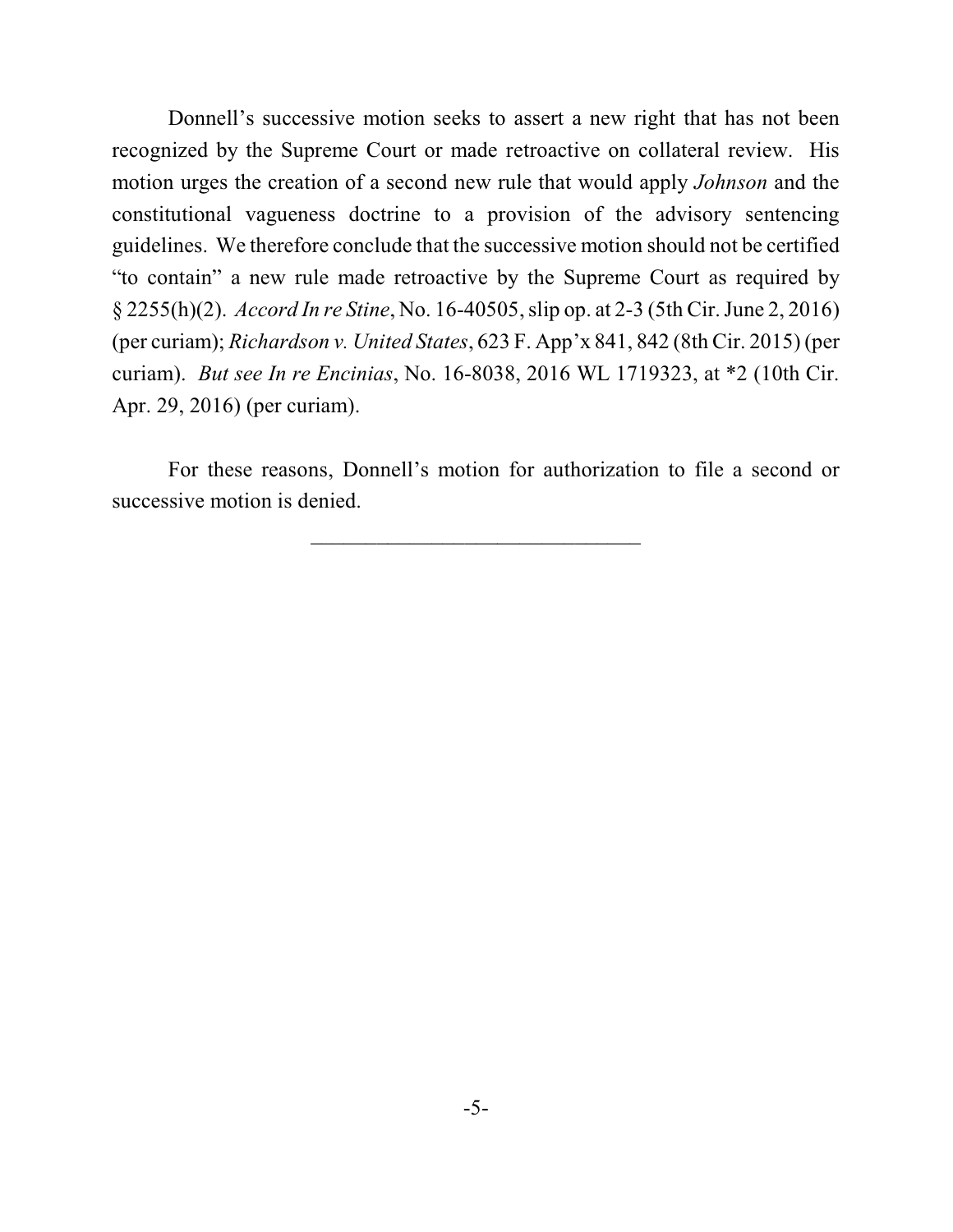Donnell's successive motion seeks to assert a new right that has not been recognized by the Supreme Court or made retroactive on collateral review. His motion urges the creation of a second new rule that would apply *Johnson* and the constitutional vagueness doctrine to a provision of the advisory sentencing guidelines. We therefore conclude that the successive motion should not be certified "to contain" a new rule made retroactive by the Supreme Court as required by § 2255(h)(2). *Accord In re Stine*, No. 16-40505, slip op. at 2-3 (5th Cir. June 2, 2016) (per curiam); *Richardson v. United States*, 623 F. App'x 841, 842 (8th Cir. 2015) (per curiam). *But see In re Encinias*, No. 16-8038, 2016 WL 1719323, at *2 (10th Cir. Apr. 29, 2016) (per curiam).

For these reasons, Donnell's motion for authorization to file a second or successive motion is denied.

______________________________